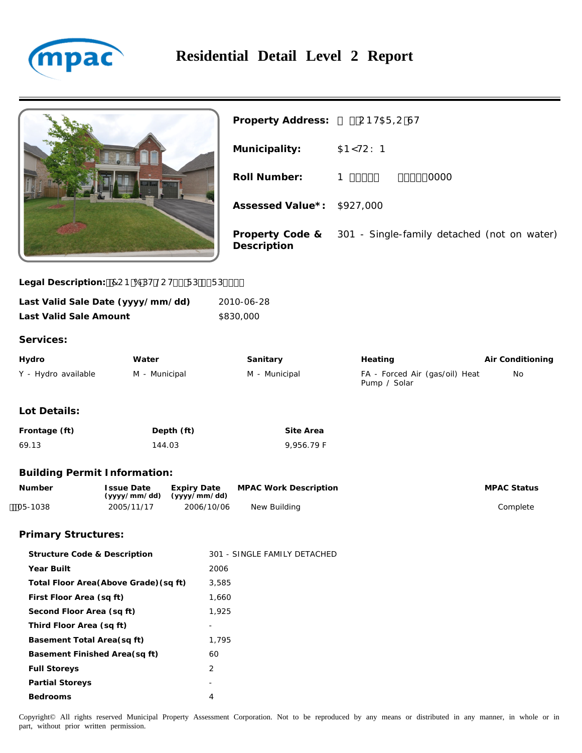# Residential Detail Level 2 Report

**Property Address:** 217$5,2 67

**Municipality:** $1<72: 1

**Roll Number:** 1 0000

**Assessed Value*:** $927,000

**Property Code & Description:** 301 - Single-family detached (not on water)

**Legal Description:** &21 %37 /27 53 53

| | |
|---|---|
| **Last Valid Sale Date (yyyy/mm/dd)** | 2010-06-28 |
| **Last Valid Sale Amount** | $830,000 |

## Services:

| Hydro | Water | Sanitary | Heating | Air Conditioning |
|---|---|---|---|---|
| Y - Hydro available | M - Municipal | M - Municipal | FA - Forced Air (gas/oil) Heat Pump / Solar | No |

## Lot Details:

| Frontage (ft) | Depth (ft) | Site Area |
|---|---|---|
| 69.13 | 144.03 | 9,956.79 F |

## Building Permit Information:

| Number | Issue Date (yyyy/mm/dd) | Expiry Date (yyyy/mm/dd) | MPAC Work Description | MPAC Status |
|---|---|---|---|---|
| 05-1038 | 2005/11/17 | 2006/10/06 | New Building | Complete |

## Primary Structures:

| | |
|---|---|
| **Structure Code & Description** | 301 - SINGLE FAMILY DETACHED |
| **Year Built** | 2006 |
| **Total Floor Area(Above Grade)(sq ft)** | 3,585 |
| **First Floor Area (sq ft)** | 1,660 |
| **Second Floor Area (sq ft)** | 1,925 |
| **Third Floor Area (sq ft)** | - |
| **Basement Total Area(sq ft)** | 1,795 |
| **Basement Finished Area(sq ft)** | 60 |
| **Full Storeys** | 2 |
| **Partial Storeys** | - |
| **Bedrooms** | 4 |

Copyright© All rights reserved Municipal Property Assessment Corporation. Not to be reproduced by any means or distributed in any manner, in whole or in part, without prior written permission.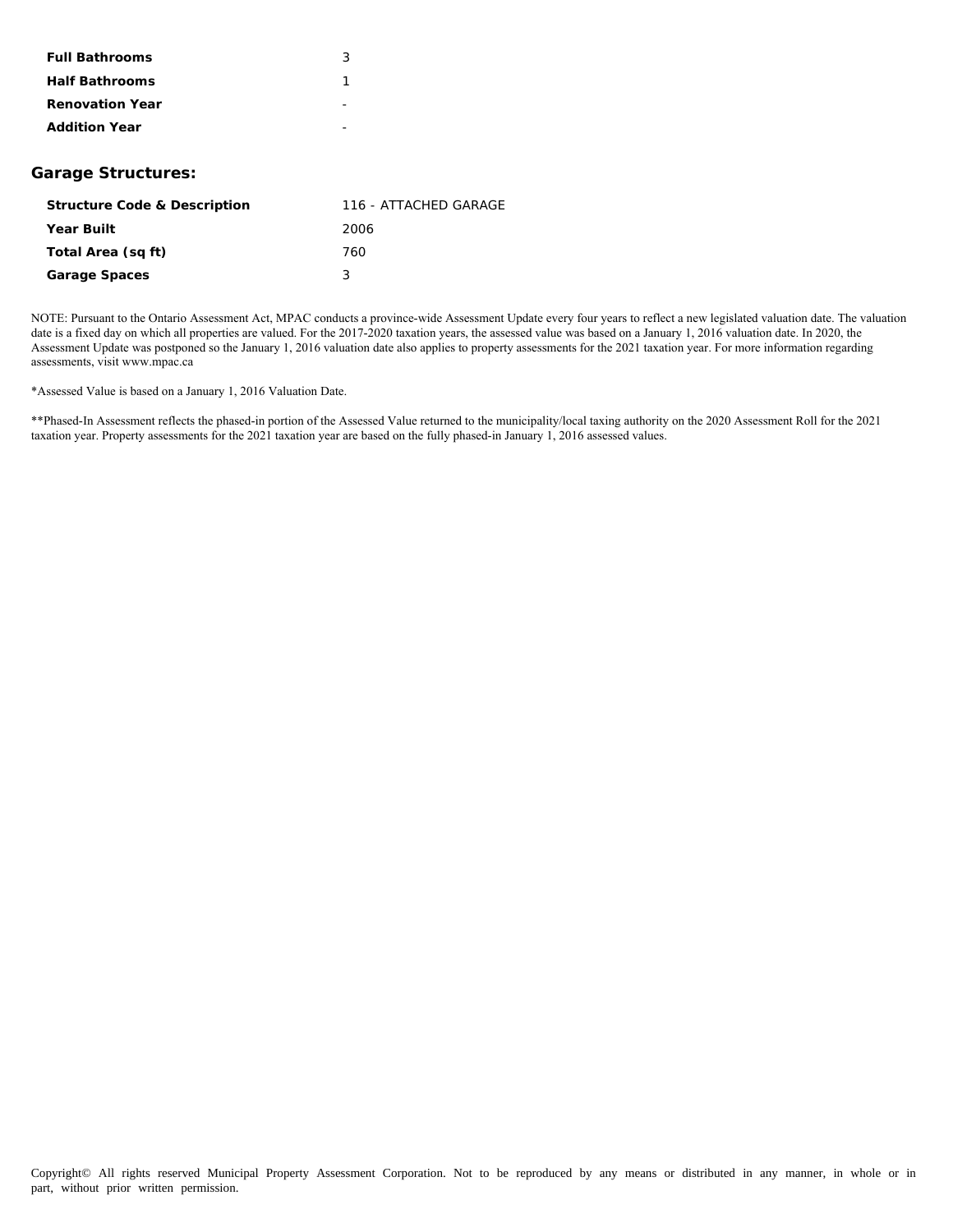| | |
|---|---|
| **Full Bathrooms** | 3 |
| **Half Bathrooms** | 1 |
| **Renovation Year** | - |
| **Addition Year** | - |

## Garage Structures:

| | |
|---|---|
| **Structure Code & Description** | 116 - ATTACHED GARAGE |
| **Year Built** | 2006 |
| **Total Area (sq ft)** | 760 |
| **Garage Spaces** | 3 |

NOTE: Pursuant to the Ontario Assessment Act, MPAC conducts a province-wide Assessment Update every four years to reflect a new legislated valuation date. The valuation date is a fixed day on which all properties are valued. For the 2017-2020 taxation years, the assessed value was based on a January 1, 2016 valuation date. In 2020, the Assessment Update was postponed so the January 1, 2016 valuation date also applies to property assessments for the 2021 taxation year. For more information regarding assessments, visit www.mpac.ca

*Assessed Value is based on a January 1, 2016 Valuation Date.

**Phased-In Assessment reflects the phased-in portion of the Assessed Value returned to the municipality/local taxing authority on the 2020 Assessment Roll for the 2021 taxation year. Property assessments for the 2021 taxation year are based on the fully phased-in January 1, 2016 assessed values.

Copyright© All rights reserved Municipal Property Assessment Corporation. Not to be reproduced by any means or distributed in any manner, in whole or in part, without prior written permission.